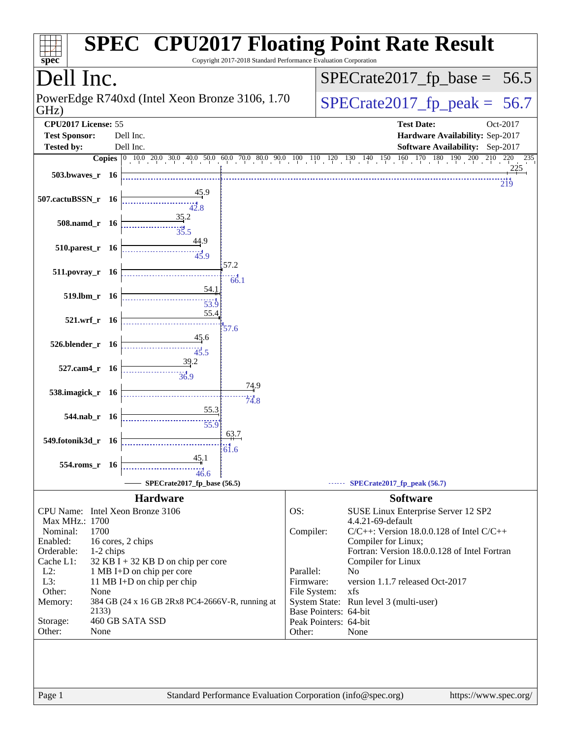# SPEC CPU2017 Floating Point Rate Result

Copyright 2017-2018 Standard Performance Evaluation Corporation

## Dell Inc.

PowerEdge R740xd (Intel Xeon Bronze 3106, 1.70 GHz)

SPECrate2017_fp_base = 56.5

SPECrate2017_fp_peak = 56.7

**CPU2017 License:** 55
**Test Sponsor:** Dell Inc.
**Tested by:** Dell Inc.

**Test Date:** Oct-2017
**Hardware Availability:** Sep-2017
**Software Availability:** Sep-2017

| Benchmark | Copies | Base | Peak |
|---|---|---|---|
| 503.bwaves_r | 16 | 225 | 219 |
| 507.cactuBSSN_r | 16 | 45.9 | 42.8 |
| 508.namd_r | 16 | 35.2 | 35.5 |
| 510.parest_r | 16 | 44.9 | 45.9 |
| 511.povray_r | 16 | 57.2 | 66.1 |
| 519.lbm_r | 16 | 54.1 | 53.9 |
| 521.wrf_r | 16 | 55.4 | 57.6 |
| 526.blender_r | 16 | 45.6 | 45.5 |
| 527.cam4_r | 16 | 39.2 | 36.9 |
| 538.imagick_r | 16 | 74.9 | 74.8 |
| 544.nab_r | 16 | 55.3 | 55.9 |
| 549.fotonik3d_r | 16 | 63.7 | 61.6 |
| 554.roms_r | 16 | 45.1 | 46.6 |

SPECrate2017_fp_base (56.5) — SPECrate2017_fp_peak (56.7)

## Hardware

| | |
|---|---|
| CPU Name: | Intel Xeon Bronze 3106 |
| Max MHz.: | 1700 |
| Nominal: | 1700 |
| Enabled: | 16 cores, 2 chips |
| Orderable: | 1-2 chips |
| Cache L1: | 32 KB I + 32 KB D on chip per core |
| L2: | 1 MB I+D on chip per core |
| L3: | 11 MB I+D on chip per chip |
| Other: | None |
| Memory: | 384 GB (24 x 16 GB 2Rx8 PC4-2666V-R, running at 2133) |
| Storage: | 460 GB SATA SSD |
| Other: | None |

## Software

| | |
|---|---|
| OS: | SUSE Linux Enterprise Server 12 SP2 4.4.21-69-default |
| Compiler: | C/C++: Version 18.0.0.128 of Intel C/C++ Compiler for Linux; Fortran: Version 18.0.0.128 of Intel Fortran Compiler for Linux |
| Parallel: | No |
| Firmware: | version 1.1.7 released Oct-2017 |
| File System: | xfs |
| System State: | Run level 3 (multi-user) |
| Base Pointers: | 64-bit |
| Peak Pointers: | 64-bit |
| Other: | None |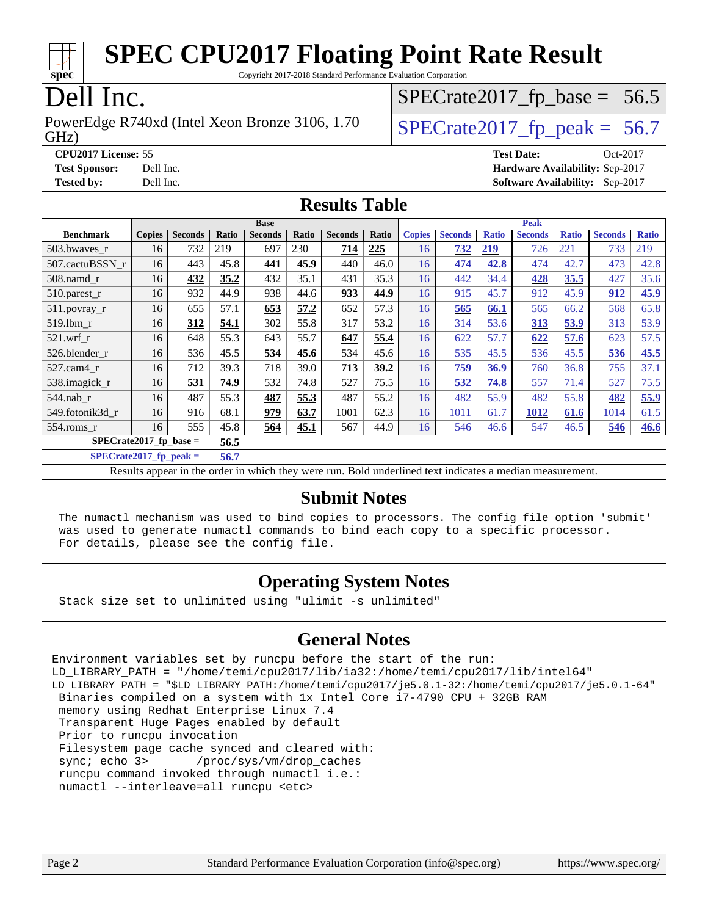# SPEC CPU2017 Floating Point Rate Result

Copyright 2017-2018 Standard Performance Evaluation Corporation

# Dell Inc.

PowerEdge R740xd (Intel Xeon Bronze 3106, 1.70 GHz)

SPECrate2017_fp_base = 56.5

SPECrate2017_fp_peak = 56.7

**CPU2017 License:** 55
**Test Sponsor:** Dell Inc.
**Tested by:** Dell Inc.

**Test Date:** Oct-2017
**Hardware Availability:** Sep-2017
**Software Availability:** Sep-2017

## Results Table

| Benchmark | Base | | | | | | | Peak | | | | | | |
|---|---|---|---|---|---|---|---|---|---|---|---|---|---|---|
| | Copies | Seconds | Ratio | Seconds | Ratio | Seconds | Ratio | Copies | Seconds | Ratio | Seconds | Ratio | Seconds | Ratio |
| 503.bwaves_r | 16 | 732 | 219 | 697 | 230 | **714** | **225** | 16 | **732** | **219** | 726 | 221 | 733 | 219 |
| 507.cactuBSSN_r | 16 | 443 | 45.8 | **441** | **45.9** | 440 | 46.0 | 16 | **474** | **42.8** | 474 | 42.7 | 473 | 42.8 |
| 508.namd_r | 16 | **432** | **35.2** | 432 | 35.1 | 431 | 35.3 | 16 | 442 | 34.4 | **428** | **35.5** | 427 | 35.6 |
| 510.parest_r | 16 | 932 | 44.9 | 938 | 44.6 | **933** | **44.9** | 16 | 915 | 45.7 | 912 | 45.9 | **912** | **45.9** |
| 511.povray_r | 16 | 655 | 57.1 | **653** | **57.2** | 652 | 57.3 | 16 | **565** | **66.1** | 565 | 66.2 | 568 | 65.8 |
| 519.lbm_r | 16 | **312** | **54.1** | 302 | 55.8 | 317 | 53.2 | 16 | 314 | 53.6 | **313** | **53.9** | 313 | 53.9 |
| 521.wrf_r | 16 | 648 | 55.3 | 643 | 55.7 | **647** | **55.4** | 16 | 622 | 57.7 | **622** | **57.6** | 623 | 57.5 |
| 526.blender_r | 16 | 536 | 45.5 | **534** | **45.6** | 534 | 45.6 | 16 | 535 | 45.5 | 536 | 45.5 | **536** | **45.5** |
| 527.cam4_r | 16 | 712 | 39.3 | 718 | 39.0 | **713** | **39.2** | 16 | **759** | **36.9** | 760 | 36.8 | 755 | 37.1 |
| 538.imagick_r | 16 | **531** | **74.9** | 532 | 74.8 | 527 | 75.5 | 16 | **532** | **74.8** | 557 | 71.4 | 527 | 75.5 |
| 544.nab_r | 16 | 487 | 55.3 | **487** | **55.3** | 487 | 55.2 | 16 | 482 | 55.9 | 482 | 55.8 | **482** | **55.9** |
| 549.fotonik3d_r | 16 | 916 | 68.1 | **979** | **63.7** | 1001 | 62.3 | 16 | 1011 | 61.7 | **1012** | **61.6** | 1014 | 61.5 |
| 554.roms_r | 16 | 555 | 45.8 | **564** | **45.1** | 567 | 44.9 | 16 | 546 | 46.6 | 547 | 46.5 | **546** | **46.6** |

**SPECrate2017_fp_base = 56.5**

**SPECrate2017_fp_peak = 56.7**

Results appear in the order in which they were run. Bold underlined text indicates a median measurement.

## Submit Notes

```
The numactl mechanism was used to bind copies to processors. The config file option 'submit'
was used to generate numactl commands to bind each copy to a specific processor.
For details, please see the config file.
```

## Operating System Notes

```
Stack size set to unlimited using "ulimit -s unlimited"
```

## General Notes

```
Environment variables set by runcpu before the start of the run:
LD_LIBRARY_PATH = "/home/temi/cpu2017/lib/ia32:/home/temi/cpu2017/lib/intel64"
LD_LIBRARY_PATH = "$LD_LIBRARY_PATH:/home/temi/cpu2017/je5.0.1-32:/home/temi/cpu2017/je5.0.1-64"
 Binaries compiled on a system with 1x Intel Core i7-4790 CPU + 32GB RAM
 memory using Redhat Enterprise Linux 7.4
 Transparent Huge Pages enabled by default
 Prior to runcpu invocation
 Filesystem page cache synced and cleared with:
 sync; echo 3>       /proc/sys/vm/drop_caches
 runcpu command invoked through numactl i.e.:
 numactl --interleave=all runcpu <etc>
```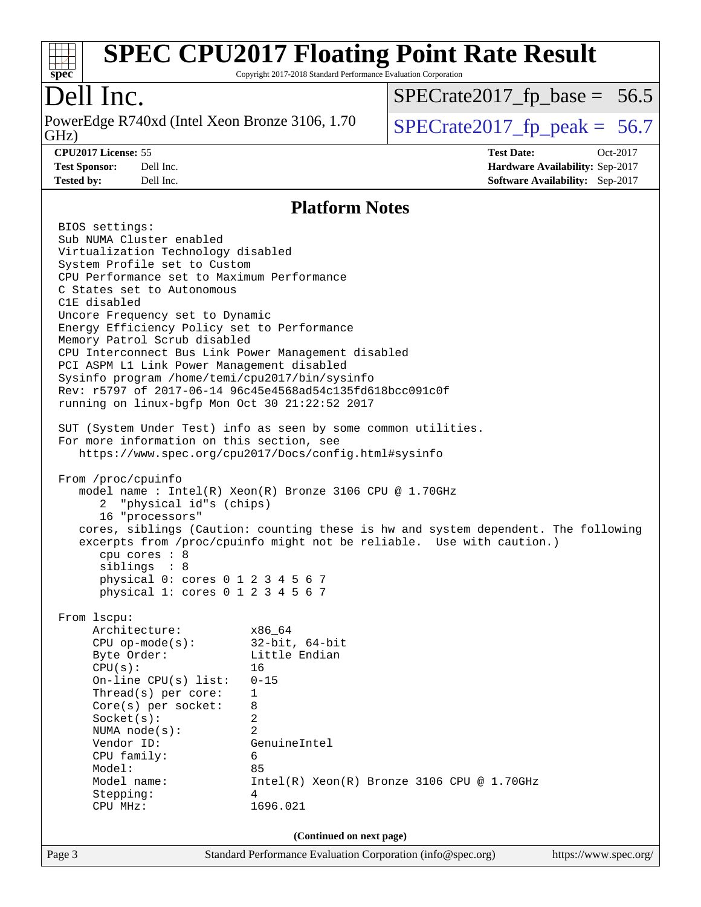# SPEC CPU2017 Floating Point Rate Result

Copyright 2017-2018 Standard Performance Evaluation Corporation

## Dell Inc.

PowerEdge R740xd (Intel Xeon Bronze 3106, 1.70 GHz)

SPECrate2017_fp_base = 56.5

SPECrate2017_fp_peak = 56.7

**CPU2017 License:** 55
**Test Sponsor:** Dell Inc.
**Tested by:** Dell Inc.

**Test Date:** Oct-2017
**Hardware Availability:** Sep-2017
**Software Availability:** Sep-2017

## Platform Notes

```
BIOS settings:
Sub NUMA Cluster enabled
Virtualization Technology disabled
System Profile set to Custom
CPU Performance set to Maximum Performance
C States set to Autonomous
C1E disabled
Uncore Frequency set to Dynamic
Energy Efficiency Policy set to Performance
Memory Patrol Scrub disabled
CPU Interconnect Bus Link Power Management disabled
PCI ASPM L1 Link Power Management disabled
Sysinfo program /home/temi/cpu2017/bin/sysinfo
Rev: r5797 of 2017-06-14 96c45e4568ad54c135fd618bcc091c0f
running on linux-bgfp Mon Oct 30 21:22:52 2017

SUT (System Under Test) info as seen by some common utilities.
For more information on this section, see
   https://www.spec.org/cpu2017/Docs/config.html#sysinfo

From /proc/cpuinfo
   model name : Intel(R) Xeon(R) Bronze 3106 CPU @ 1.70GHz
      2  "physical id"s (chips)
      16 "processors"
   cores, siblings (Caution: counting these is hw and system dependent. The following
   excerpts from /proc/cpuinfo might not be reliable.  Use with caution.)
      cpu cores : 8
      siblings  : 8
      physical 0: cores 0 1 2 3 4 5 6 7
      physical 1: cores 0 1 2 3 4 5 6 7

From lscpu:
     Architecture:          x86_64
     CPU op-mode(s):        32-bit, 64-bit
     Byte Order:            Little Endian
     CPU(s):                16
     On-line CPU(s) list:   0-15
     Thread(s) per core:    1
     Core(s) per socket:    8
     Socket(s):             2
     NUMA node(s):          2
     Vendor ID:             GenuineIntel
     CPU family:            6
     Model:                 85
     Model name:            Intel(R) Xeon(R) Bronze 3106 CPU @ 1.70GHz
     Stepping:              4
     CPU MHz:               1696.021
```

(Continued on next page)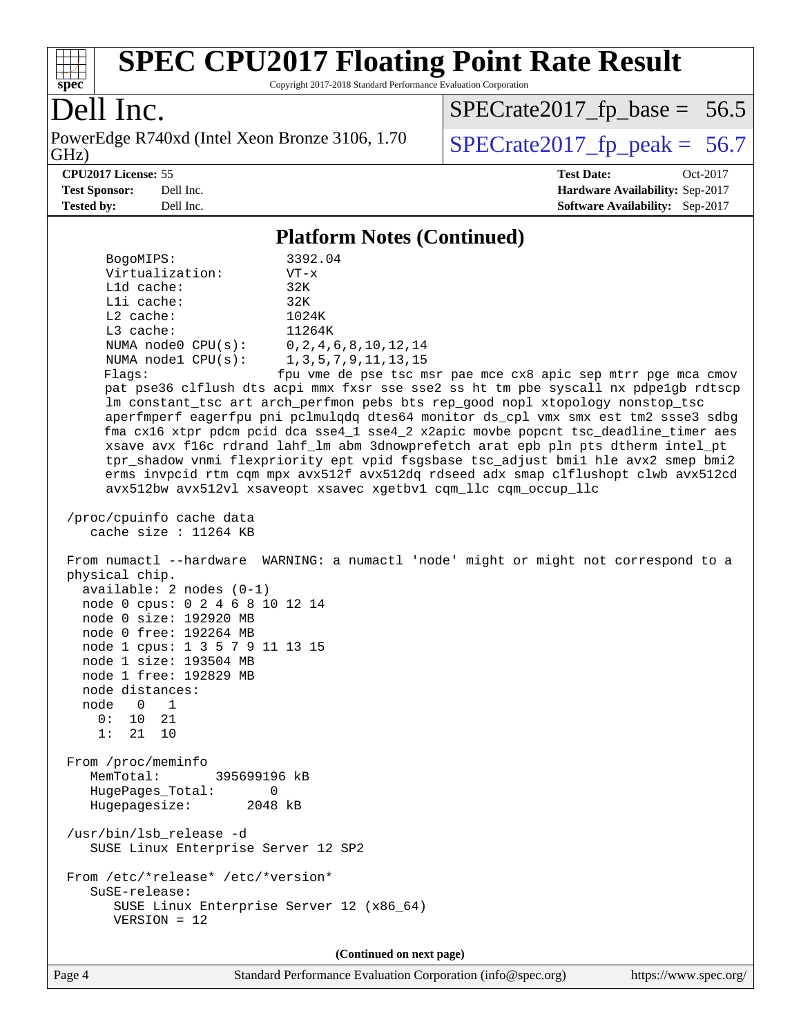# SPEC CPU2017 Floating Point Rate Result

Copyright 2017-2018 Standard Performance Evaluation Corporation

**Dell Inc.**

PowerEdge R740xd (Intel Xeon Bronze 3106, 1.70 GHz)

SPECrate2017_fp_base = 56.5

SPECrate2017_fp_peak = 56.7

**CPU2017 License:** 55
**Test Sponsor:** Dell Inc.
**Tested by:** Dell Inc.

**Test Date:** Oct-2017
**Hardware Availability:** Sep-2017
**Software Availability:** Sep-2017

## Platform Notes (Continued)

```
     BogoMIPS:              3392.04
     Virtualization:        VT-x
     L1d cache:             32K
     L1i cache:             32K
     L2 cache:              1024K
     L3 cache:              11264K
     NUMA node0 CPU(s):     0,2,4,6,8,10,12,14
     NUMA node1 CPU(s):     1,3,5,7,9,11,13,15
     Flags:                 fpu vme de pse tsc msr pae mce cx8 apic sep mtrr pge mca cmov
     pat pse36 clflush dts acpi mmx fxsr sse sse2 ss ht tm pbe syscall nx pdpe1gb rdtscp
     lm constant_tsc art arch_perfmon pebs bts rep_good nopl xtopology nonstop_tsc
     aperfmperf eagerfpu pni pclmulqdq dtes64 monitor ds_cpl vmx smx est tm2 ssse3 sdbg
     fma cx16 xtpr pdcm pcid dca sse4_1 sse4_2 x2apic movbe popcnt tsc_deadline_timer aes
     xsave avx f16c rdrand lahf_lm abm 3dnowprefetch arat epb pln pts dtherm intel_pt
     tpr_shadow vnmi flexpriority ept vpid fsgsbase tsc_adjust bmi1 hle avx2 smep bmi2
     erms invpcid rtm cqm mpx avx512f avx512dq rdseed adx smap clflushopt clwb avx512cd
     avx512bw avx512vl xsaveopt xsavec xgetbv1 cqm_llc cqm_occup_llc

 /proc/cpuinfo cache data
    cache size : 11264 KB

 From numactl --hardware  WARNING: a numactl 'node' might or might not correspond to a
 physical chip.
   available: 2 nodes (0-1)
   node 0 cpus: 0 2 4 6 8 10 12 14
   node 0 size: 192920 MB
   node 0 free: 192264 MB
   node 1 cpus: 1 3 5 7 9 11 13 15
   node 1 size: 193504 MB
   node 1 free: 192829 MB
   node distances:
   node   0   1
     0:  10  21
     1:  21  10

 From /proc/meminfo
    MemTotal:       395699196 kB
    HugePages_Total:       0
    Hugepagesize:       2048 kB

 /usr/bin/lsb_release -d
    SUSE Linux Enterprise Server 12 SP2

 From /etc/*release* /etc/*version*
    SuSE-release:
       SUSE Linux Enterprise Server 12 (x86_64)
       VERSION = 12
```

(Continued on next page)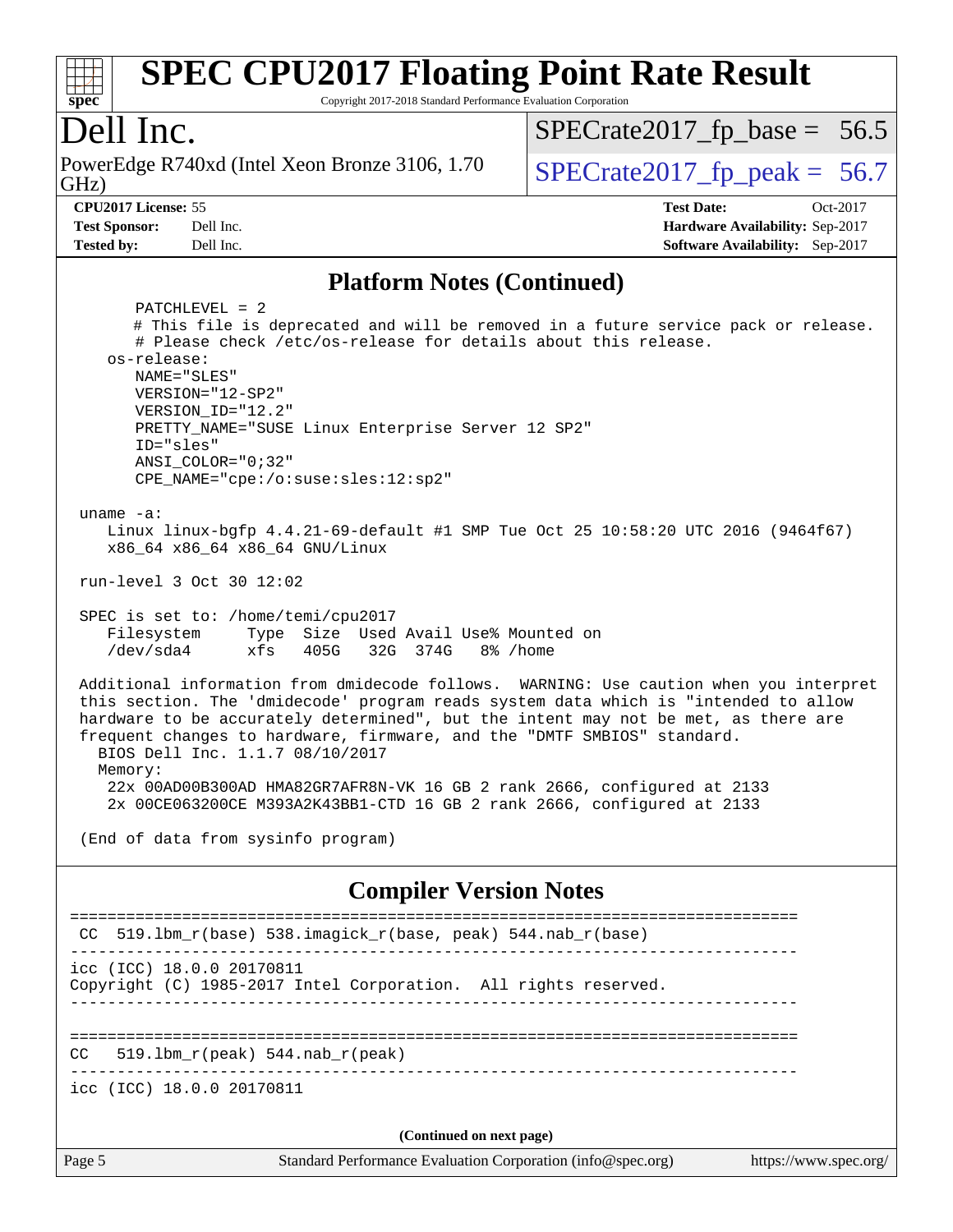## Platform Notes (Continued)

```
      PATCHLEVEL = 2
      # This file is deprecated and will be removed in a future service pack or release.
      # Please check /etc/os-release for details about this release.
   os-release:
      NAME="SLES"
      VERSION="12-SP2"
      VERSION_ID="12.2"
      PRETTY_NAME="SUSE Linux Enterprise Server 12 SP2"
      ID="sles"
      ANSI_COLOR="0;32"
      CPE_NAME="cpe:/o:suse:sles:12:sp2"

 uname -a:
    Linux linux-bgfp 4.4.21-69-default #1 SMP Tue Oct 25 10:58:20 UTC 2016 (9464f67)
    x86_64 x86_64 x86_64 GNU/Linux

 run-level 3 Oct 30 12:02

 SPEC is set to: /home/temi/cpu2017
    Filesystem     Type  Size  Used Avail Use% Mounted on
    /dev/sda4      xfs   405G   32G  374G   8% /home

 Additional information from dmidecode follows.  WARNING: Use caution when you interpret
 this section. The 'dmidecode' program reads system data which is "intended to allow
 hardware to be accurately determined", but the intent may not be met, as there are
 frequent changes to hardware, firmware, and the "DMTF SMBIOS" standard.
   BIOS Dell Inc. 1.1.7 08/10/2017
   Memory:
    22x 00AD00B300AD HMA82GR7AFR8N-VK 16 GB 2 rank 2666, configured at 2133
    2x 00CE063200CE M393A2K43BB1-CTD 16 GB 2 rank 2666, configured at 2133

 (End of data from sysinfo program)
```

## Compiler Version Notes

```
==============================================================================
 CC  519.lbm_r(base) 538.imagick_r(base, peak) 544.nab_r(base)
------------------------------------------------------------------------------
icc (ICC) 18.0.0 20170811
Copyright (C) 1985-2017 Intel Corporation.  All rights reserved.
------------------------------------------------------------------------------

==============================================================================
CC   519.lbm_r(peak) 544.nab_r(peak)
------------------------------------------------------------------------------
icc (ICC) 18.0.0 20170811
```

**(Continued on next page)**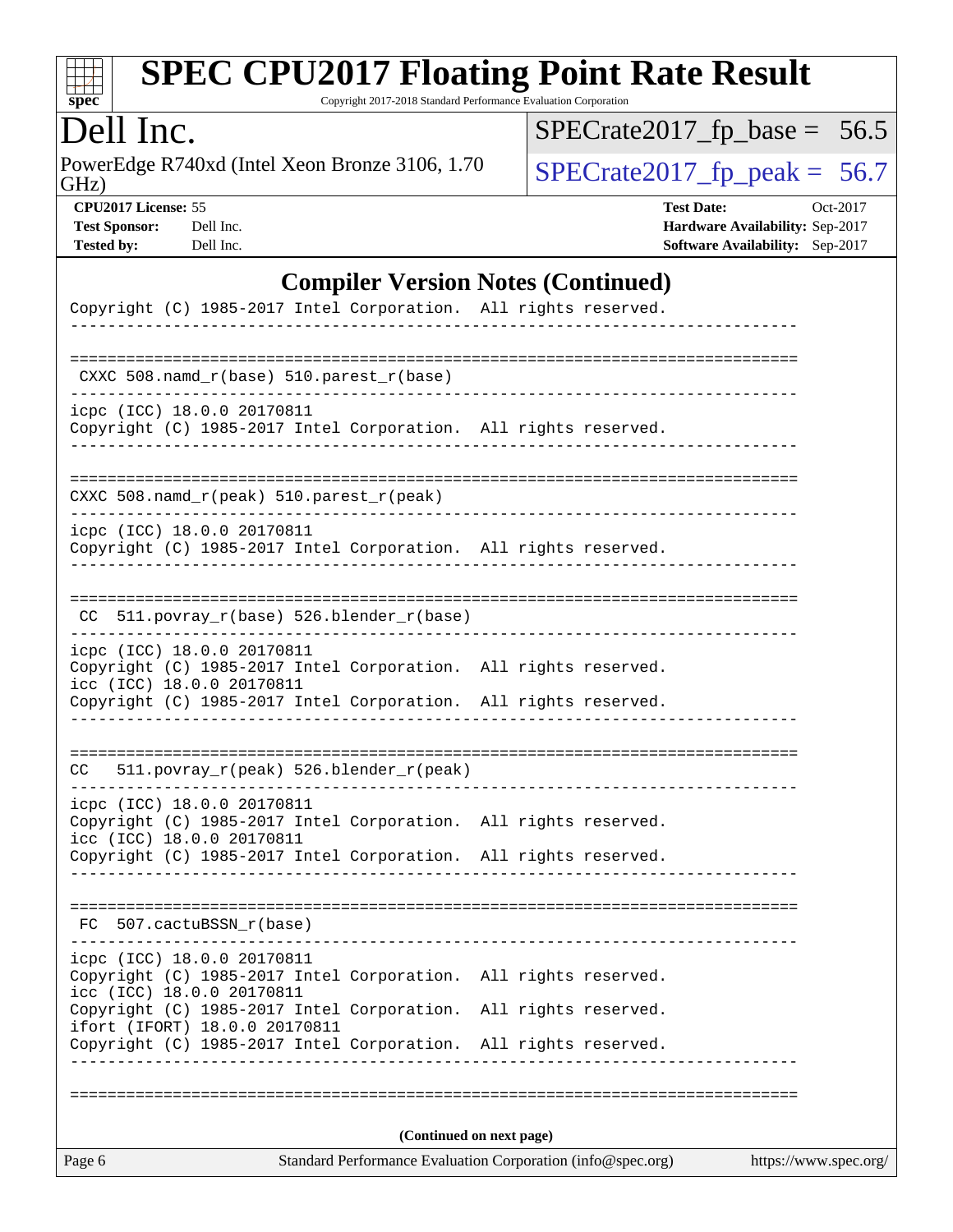# SPEC CPU2017 Floating Point Rate Result

Copyright 2017-2018 Standard Performance Evaluation Corporation

## Dell Inc.

PowerEdge R740xd (Intel Xeon Bronze 3106, 1.70 GHz)

SPECrate2017_fp_base = 56.5

SPECrate2017_fp_peak = 56.7

**CPU2017 License:** 55
**Test Sponsor:** Dell Inc.
**Tested by:** Dell Inc.

**Test Date:** Oct-2017
**Hardware Availability:** Sep-2017
**Software Availability:** Sep-2017

### Compiler Version Notes (Continued)

```
Copyright (C) 1985-2017 Intel Corporation.  All rights reserved.
------------------------------------------------------------------------------

==============================================================================
 CXXC 508.namd_r(base) 510.parest_r(base)
------------------------------------------------------------------------------
icpc (ICC) 18.0.0 20170811
Copyright (C) 1985-2017 Intel Corporation.  All rights reserved.
------------------------------------------------------------------------------

==============================================================================
 CXXC 508.namd_r(peak) 510.parest_r(peak)
------------------------------------------------------------------------------
icpc (ICC) 18.0.0 20170811
Copyright (C) 1985-2017 Intel Corporation.  All rights reserved.
------------------------------------------------------------------------------

==============================================================================
 CC  511.povray_r(base) 526.blender_r(base)
------------------------------------------------------------------------------
icpc (ICC) 18.0.0 20170811
Copyright (C) 1985-2017 Intel Corporation.  All rights reserved.
icc (ICC) 18.0.0 20170811
Copyright (C) 1985-2017 Intel Corporation.  All rights reserved.
------------------------------------------------------------------------------

==============================================================================
 CC  511.povray_r(peak) 526.blender_r(peak)
------------------------------------------------------------------------------
icpc (ICC) 18.0.0 20170811
Copyright (C) 1985-2017 Intel Corporation.  All rights reserved.
icc (ICC) 18.0.0 20170811
Copyright (C) 1985-2017 Intel Corporation.  All rights reserved.
------------------------------------------------------------------------------

==============================================================================
 FC  507.cactuBSSN_r(base)
------------------------------------------------------------------------------
icpc (ICC) 18.0.0 20170811
Copyright (C) 1985-2017 Intel Corporation.  All rights reserved.
icc (ICC) 18.0.0 20170811
Copyright (C) 1985-2017 Intel Corporation.  All rights reserved.
ifort (IFORT) 18.0.0 20170811
Copyright (C) 1985-2017 Intel Corporation.  All rights reserved.
------------------------------------------------------------------------------

==============================================================================
```

(Continued on next page)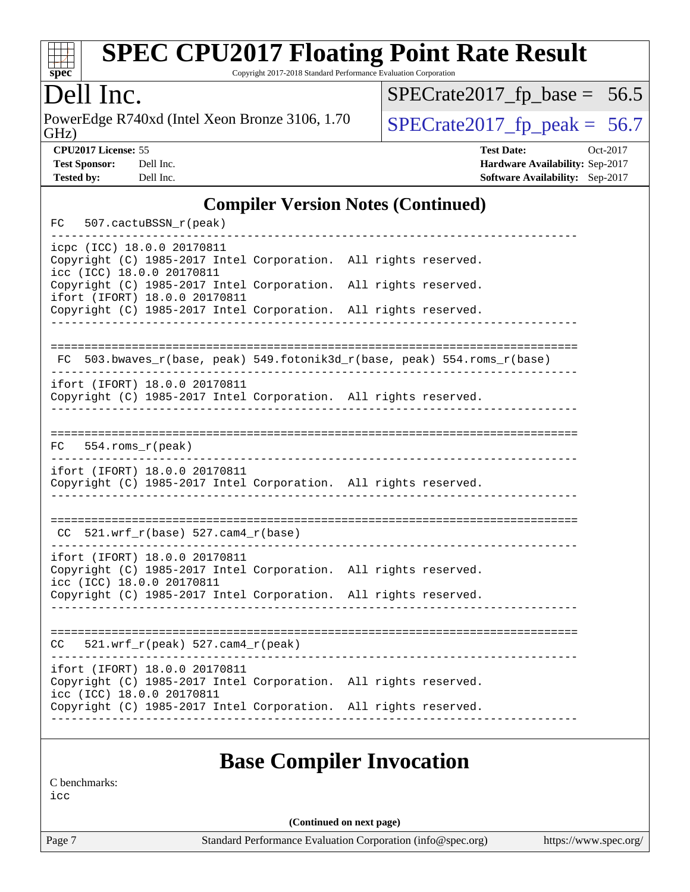## Compiler Version Notes (Continued)

```
FC   507.cactuBSSN_r(peak)
------------------------------------------------------------------------------
icpc (ICC) 18.0.0 20170811
Copyright (C) 1985-2017 Intel Corporation.  All rights reserved.
icc (ICC) 18.0.0 20170811
Copyright (C) 1985-2017 Intel Corporation.  All rights reserved.
ifort (IFORT) 18.0.0 20170811
Copyright (C) 1985-2017 Intel Corporation.  All rights reserved.
------------------------------------------------------------------------------

==============================================================================
 FC  503.bwaves_r(base, peak) 549.fotonik3d_r(base, peak) 554.roms_r(base)
------------------------------------------------------------------------------
ifort (IFORT) 18.0.0 20170811
Copyright (C) 1985-2017 Intel Corporation.  All rights reserved.
------------------------------------------------------------------------------

==============================================================================
FC   554.roms_r(peak)
------------------------------------------------------------------------------
ifort (IFORT) 18.0.0 20170811
Copyright (C) 1985-2017 Intel Corporation.  All rights reserved.
------------------------------------------------------------------------------

==============================================================================
 CC  521.wrf_r(base) 527.cam4_r(base)
------------------------------------------------------------------------------
ifort (IFORT) 18.0.0 20170811
Copyright (C) 1985-2017 Intel Corporation.  All rights reserved.
icc (ICC) 18.0.0 20170811
Copyright (C) 1985-2017 Intel Corporation.  All rights reserved.
------------------------------------------------------------------------------

==============================================================================
CC   521.wrf_r(peak) 527.cam4_r(peak)
------------------------------------------------------------------------------
ifort (IFORT) 18.0.0 20170811
Copyright (C) 1985-2017 Intel Corporation.  All rights reserved.
icc (ICC) 18.0.0 20170811
Copyright (C) 1985-2017 Intel Corporation.  All rights reserved.
------------------------------------------------------------------------------
```

## Base Compiler Invocation

C benchmarks:
icc

(Continued on next page)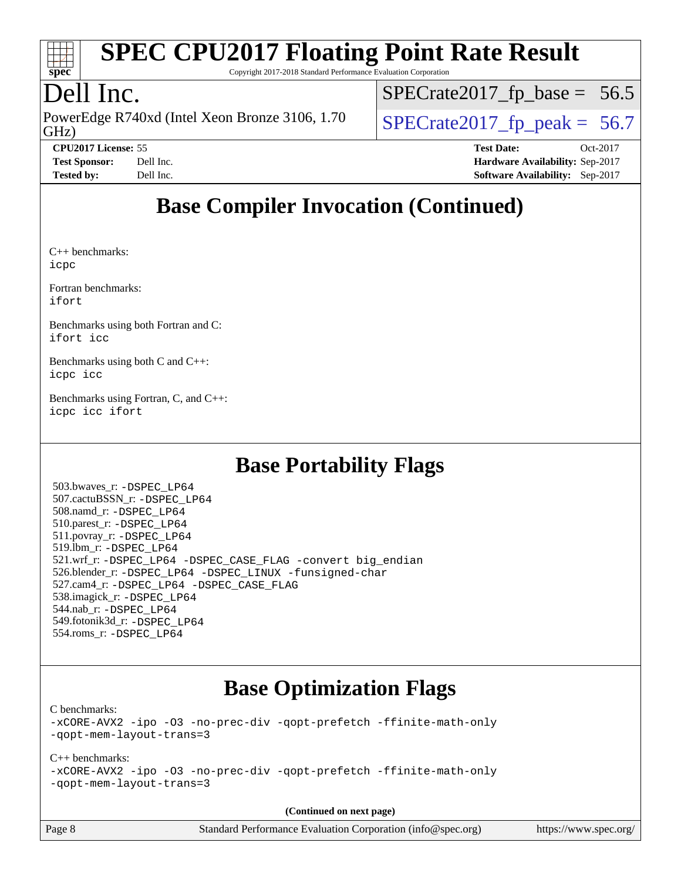## Base Compiler Invocation (Continued)

C++ benchmarks:
icpc

Fortran benchmarks:
ifort

Benchmarks using both Fortran and C:
ifort icc

Benchmarks using both C and C++:
icpc icc

Benchmarks using Fortran, C, and C++:
icpc icc ifort

## Base Portability Flags

503.bwaves_r: -DSPEC_LP64
507.cactuBSSN_r: -DSPEC_LP64
508.namd_r: -DSPEC_LP64
510.parest_r: -DSPEC_LP64
511.povray_r: -DSPEC_LP64
519.lbm_r: -DSPEC_LP64
521.wrf_r: -DSPEC_LP64 -DSPEC_CASE_FLAG -convert big_endian
526.blender_r: -DSPEC_LP64 -DSPEC_LINUX -funsigned-char
527.cam4_r: -DSPEC_LP64 -DSPEC_CASE_FLAG
538.imagick_r: -DSPEC_LP64
544.nab_r: -DSPEC_LP64
549.fotonik3d_r: -DSPEC_LP64
554.roms_r: -DSPEC_LP64

## Base Optimization Flags

C benchmarks:
-xCORE-AVX2 -ipo -O3 -no-prec-div -qopt-prefetch -ffinite-math-only
-qopt-mem-layout-trans=3

C++ benchmarks:
-xCORE-AVX2 -ipo -O3 -no-prec-div -qopt-prefetch -ffinite-math-only
-qopt-mem-layout-trans=3

**(Continued on next page)**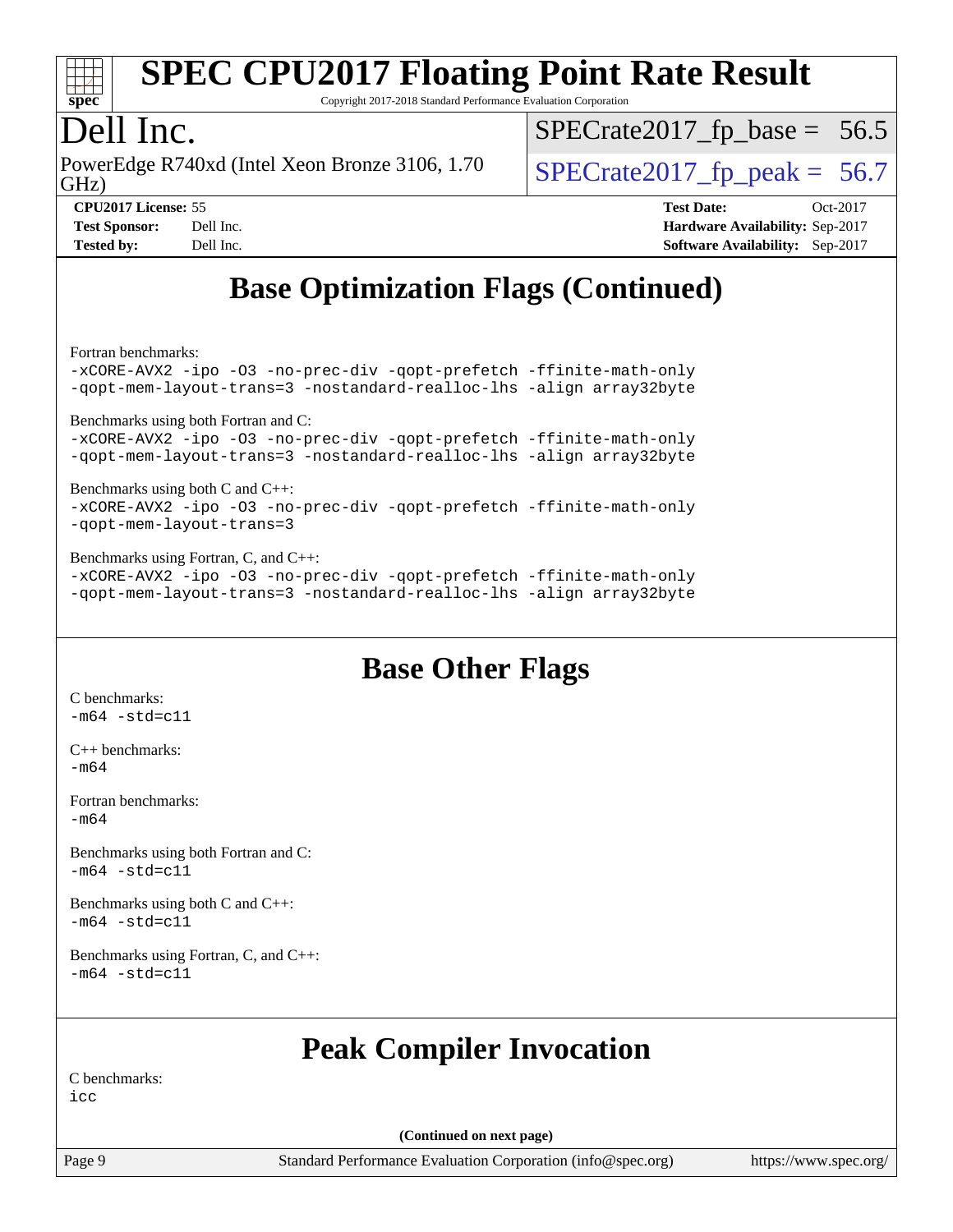## Base Optimization Flags (Continued)

Fortran benchmarks:

```
-xCORE-AVX2 -ipo -O3 -no-prec-div -qopt-prefetch -ffinite-math-only
-qopt-mem-layout-trans=3 -nostandard-realloc-lhs -align array32byte
```

Benchmarks using both Fortran and C:

```
-xCORE-AVX2 -ipo -O3 -no-prec-div -qopt-prefetch -ffinite-math-only
-qopt-mem-layout-trans=3 -nostandard-realloc-lhs -align array32byte
```

Benchmarks using both C and C++:

```
-xCORE-AVX2 -ipo -O3 -no-prec-div -qopt-prefetch -ffinite-math-only
-qopt-mem-layout-trans=3
```

Benchmarks using Fortran, C, and C++:

```
-xCORE-AVX2 -ipo -O3 -no-prec-div -qopt-prefetch -ffinite-math-only
-qopt-mem-layout-trans=3 -nostandard-realloc-lhs -align array32byte
```

## Base Other Flags

C benchmarks:

```
-m64 -std=c11
```

C++ benchmarks:

```
-m64
```

Fortran benchmarks:

```
-m64
```

Benchmarks using both Fortran and C:

```
-m64 -std=c11
```

Benchmarks using both C and C++:

```
-m64 -std=c11
```

Benchmarks using Fortran, C, and C++:

```
-m64 -std=c11
```

## Peak Compiler Invocation

C benchmarks:

```
icc
```

(Continued on next page)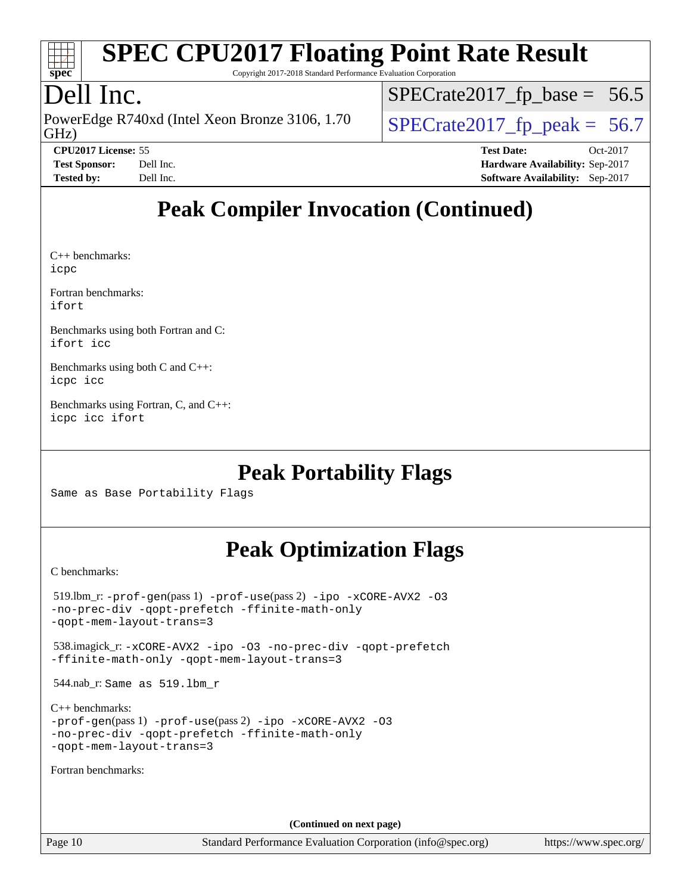# Peak Compiler Invocation (Continued)

C++ benchmarks:
icpc

Fortran benchmarks:
ifort

Benchmarks using both Fortran and C:
ifort icc

Benchmarks using both C and C++:
icpc icc

Benchmarks using Fortran, C, and C++:
icpc icc ifort

# Peak Portability Flags

Same as Base Portability Flags

# Peak Optimization Flags

C benchmarks:

519.lbm_r: -prof-gen(pass 1) -prof-use(pass 2) -ipo -xCORE-AVX2 -O3 -no-prec-div -qopt-prefetch -ffinite-math-only -qopt-mem-layout-trans=3

538.imagick_r: -xCORE-AVX2 -ipo -O3 -no-prec-div -qopt-prefetch -ffinite-math-only -qopt-mem-layout-trans=3

544.nab_r: Same as 519.lbm_r

C++ benchmarks:
-prof-gen(pass 1) -prof-use(pass 2) -ipo -xCORE-AVX2 -O3 -no-prec-div -qopt-prefetch -ffinite-math-only -qopt-mem-layout-trans=3

Fortran benchmarks:

(Continued on next page)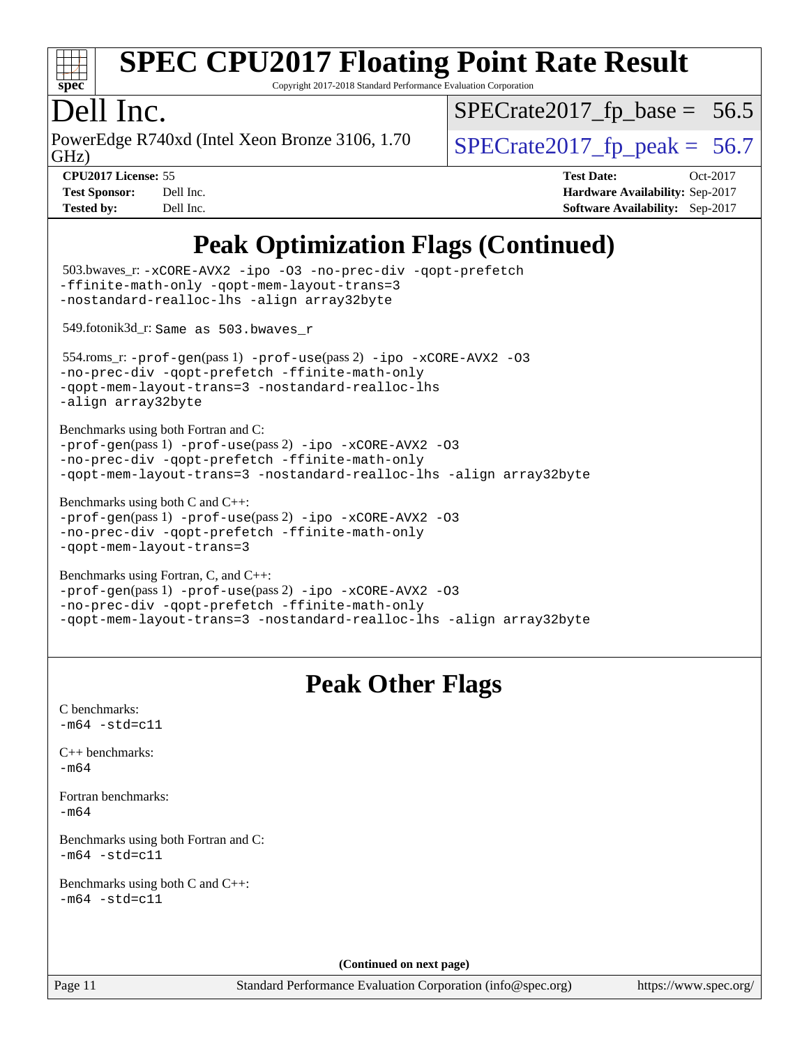# Peak Optimization Flags (Continued)

503.bwaves_r: -xCORE-AVX2 -ipo -O3 -no-prec-div -qopt-prefetch -ffinite-math-only -qopt-mem-layout-trans=3 -nostandard-realloc-lhs -align array32byte

549.fotonik3d_r: Same as 503.bwaves_r

554.roms_r: -prof-gen(pass 1) -prof-use(pass 2) -ipo -xCORE-AVX2 -O3 -no-prec-div -qopt-prefetch -ffinite-math-only -qopt-mem-layout-trans=3 -nostandard-realloc-lhs -align array32byte

Benchmarks using both Fortran and C:
-prof-gen(pass 1) -prof-use(pass 2) -ipo -xCORE-AVX2 -O3 -no-prec-div -qopt-prefetch -ffinite-math-only -qopt-mem-layout-trans=3 -nostandard-realloc-lhs -align array32byte

Benchmarks using both C and C++:
-prof-gen(pass 1) -prof-use(pass 2) -ipo -xCORE-AVX2 -O3 -no-prec-div -qopt-prefetch -ffinite-math-only -qopt-mem-layout-trans=3

Benchmarks using Fortran, C, and C++:
-prof-gen(pass 1) -prof-use(pass 2) -ipo -xCORE-AVX2 -O3 -no-prec-div -qopt-prefetch -ffinite-math-only -qopt-mem-layout-trans=3 -nostandard-realloc-lhs -align array32byte

# Peak Other Flags

C benchmarks:
-m64 -std=c11

C++ benchmarks:
-m64

Fortran benchmarks:
-m64

Benchmarks using both Fortran and C:
-m64 -std=c11

Benchmarks using both C and C++:
-m64 -std=c11

**(Continued on next page)**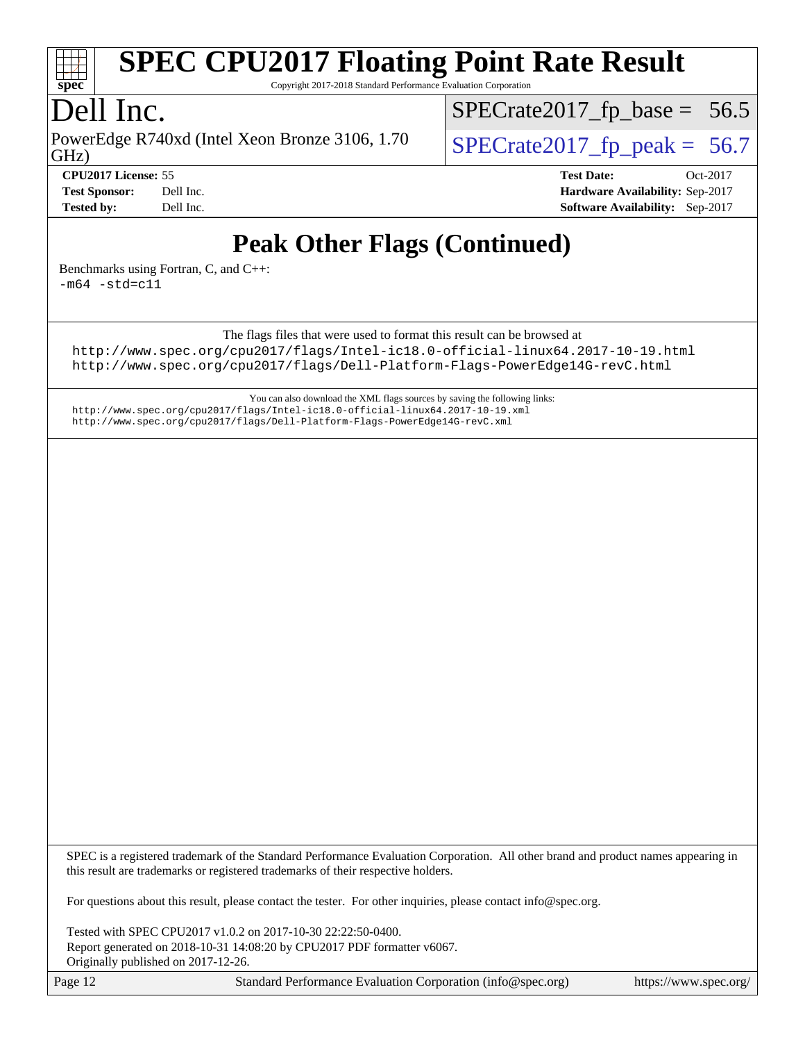## Peak Other Flags (Continued)

Benchmarks using Fortran, C, and C++:
-m64 -std=c11

The flags files that were used to format this result can be browsed at
http://www.spec.org/cpu2017/flags/Intel-ic18.0-official-linux64.2017-10-19.html
http://www.spec.org/cpu2017/flags/Dell-Platform-Flags-PowerEdge14G-revC.html

You can also download the XML flags sources by saving the following links:
http://www.spec.org/cpu2017/flags/Intel-ic18.0-official-linux64.2017-10-19.xml
http://www.spec.org/cpu2017/flags/Dell-Platform-Flags-PowerEdge14G-revC.xml

SPEC is a registered trademark of the Standard Performance Evaluation Corporation. All other brand and product names appearing in this result are trademarks or registered trademarks of their respective holders.

For questions about this result, please contact the tester. For other inquiries, please contact info@spec.org.

Tested with SPEC CPU2017 v1.0.2 on 2017-10-30 22:22:50-0400.
Report generated on 2018-10-31 14:08:20 by CPU2017 PDF formatter v6067.
Originally published on 2017-12-26.